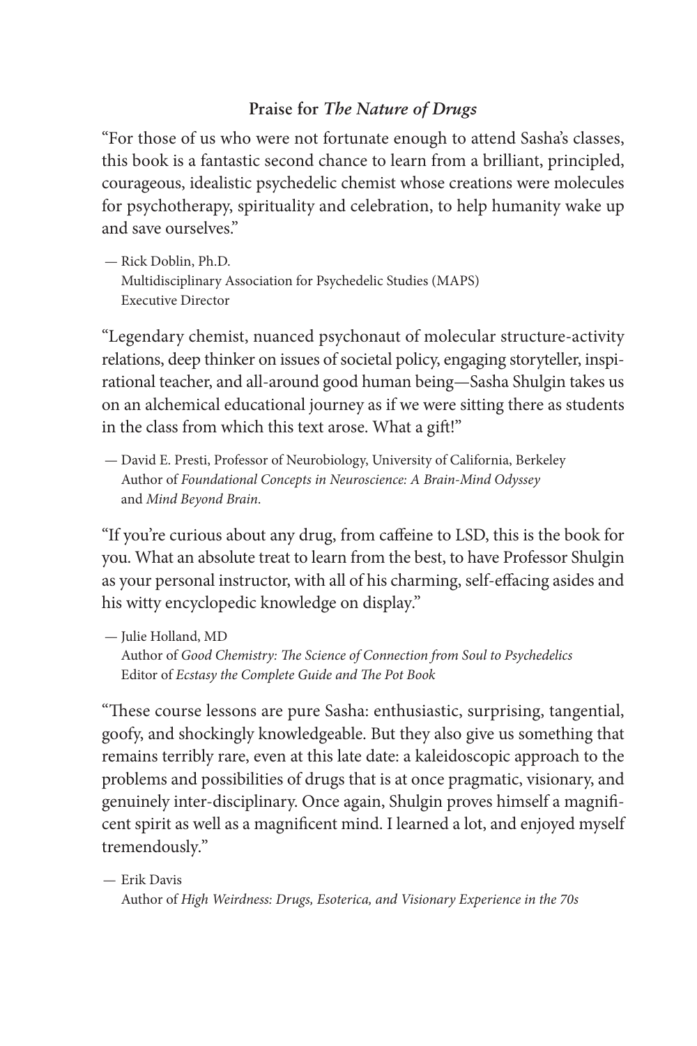## Praise for *The Nature of Drugs*

"For those of us who were not fortunate enough to attend Sasha's classes, this book is a fantastic second chance to learn from a brilliant, principled, courageous, idealistic psychedelic chemist whose creations were molecules for psychotherapy, spirituality and celebration, to help humanity wake up and save ourselves."

— Rick Doblin, Ph.D.
Multidisciplinary Association for Psychedelic Studies (MAPS)
Executive Director

"Legendary chemist, nuanced psychonaut of molecular structure-activity relations, deep thinker on issues of societal policy, engaging storyteller, inspirational teacher, and all-around good human being—Sasha Shulgin takes us on an alchemical educational journey as if we were sitting there as students in the class from which this text arose. What a gift!"

— David E. Presti, Professor of Neurobiology, University of California, Berkeley
Author of *Foundational Concepts in Neuroscience: A Brain-Mind Odyssey* and *Mind Beyond Brain*.

"If you're curious about any drug, from caffeine to LSD, this is the book for you. What an absolute treat to learn from the best, to have Professor Shulgin as your personal instructor, with all of his charming, self-effacing asides and his witty encyclopedic knowledge on display."

— Julie Holland, MD
Author of *Good Chemistry: The Science of Connection from Soul to Psychedelics*
Editor of *Ecstasy the Complete Guide and The Pot Book*

"These course lessons are pure Sasha: enthusiastic, surprising, tangential, goofy, and shockingly knowledgeable. But they also give us something that remains terribly rare, even at this late date: a kaleidoscopic approach to the problems and possibilities of drugs that is at once pragmatic, visionary, and genuinely inter-disciplinary. Once again, Shulgin proves himself a magnificent spirit as well as a magnificent mind. I learned a lot, and enjoyed myself tremendously."

— Erik Davis
Author of *High Weirdness: Drugs, Esoterica, and Visionary Experience in the 70s*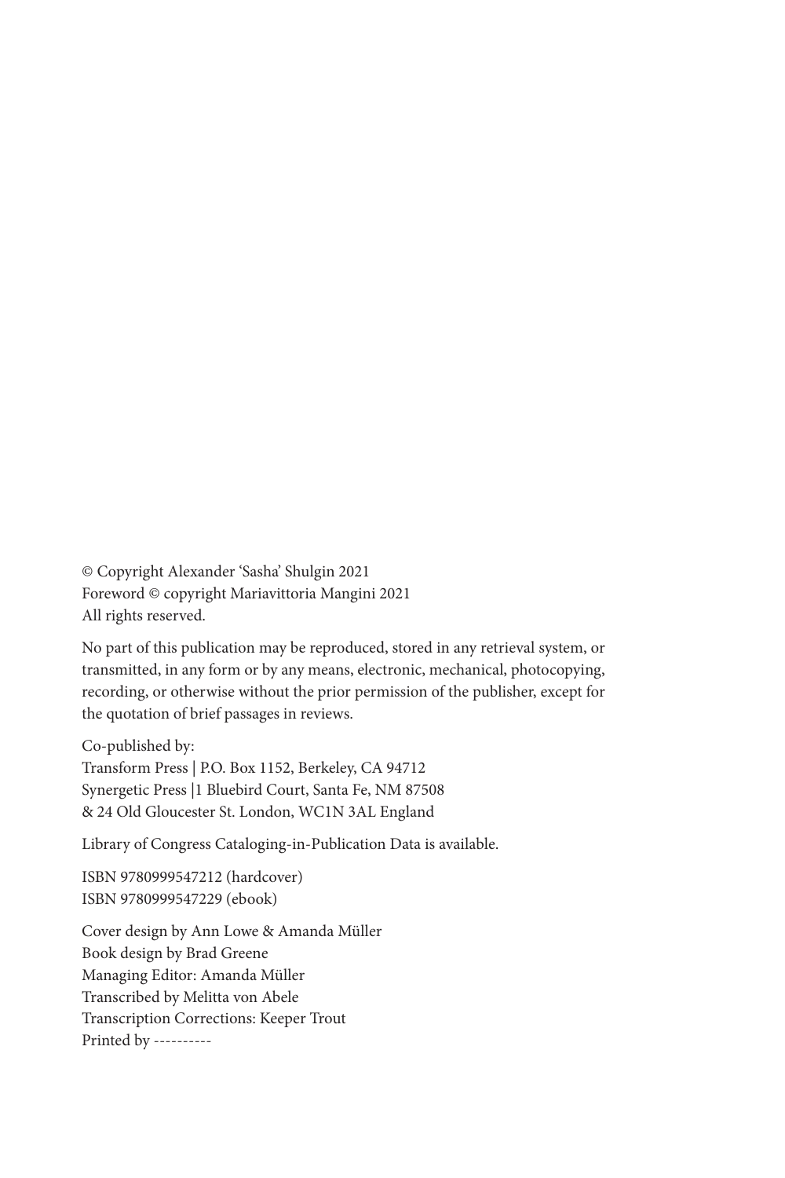© Copyright Alexander 'Sasha' Shulgin 2021
Foreword © copyright Mariavittoria Mangini 2021
All rights reserved.

No part of this publication may be reproduced, stored in any retrieval system, or transmitted, in any form or by any means, electronic, mechanical, photocopying, recording, or otherwise without the prior permission of the publisher, except for the quotation of brief passages in reviews.

Co-published by:
Transform Press | P.O. Box 1152, Berkeley, CA 94712
Synergetic Press |1 Bluebird Court, Santa Fe, NM 87508
& 24 Old Gloucester St. London, WC1N 3AL England

Library of Congress Cataloging-in-Publication Data is available.

ISBN 9780999547212 (hardcover)
ISBN 9780999547229 (ebook)

Cover design by Ann Lowe & Amanda Müller
Book design by Brad Greene
Managing Editor: Amanda Müller
Transcribed by Melitta von Abele
Transcription Corrections: Keeper Trout
Printed by ----------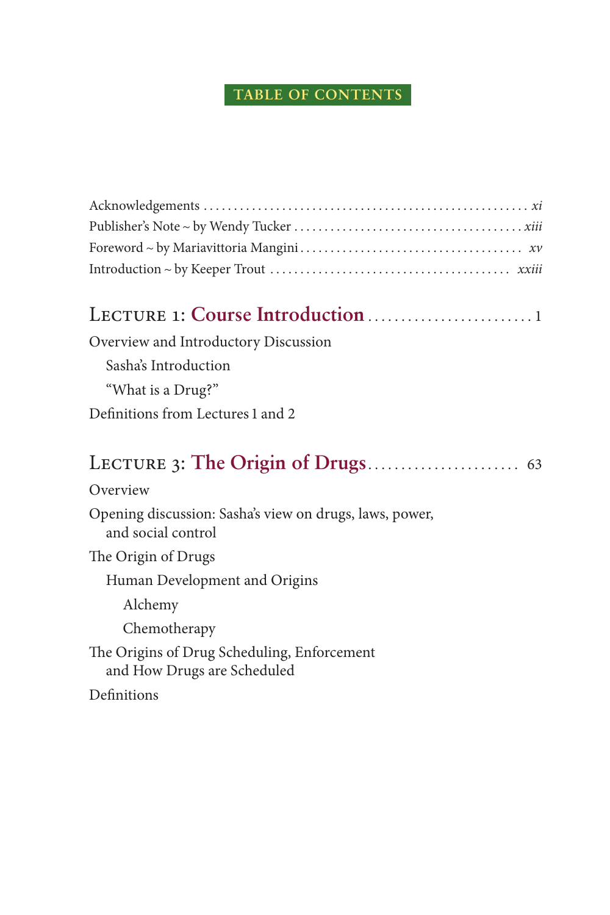# TABLE OF CONTENTS

Acknowledgements ........................................................ *xi*
Publisher's Note ~ by Wendy Tucker ....................................... *xiii*
Foreword ~ by Mariavittoria Mangini ...................................... *xv*
Introduction ~ by Keeper Trout ........................................... *xxiii*

## Lecture 1: Course Introduction ......................... 1

Overview and Introductory Discussion

- Sasha's Introduction
- "What is a Drug?"

Definitions from Lectures 1 and 2

## Lecture 3: The Origin of Drugs ...................... 63

Overview

Opening discussion: Sasha's view on drugs, laws, power, and social control

The Origin of Drugs

- Human Development and Origins
  - Alchemy
  - Chemotherapy

The Origins of Drug Scheduling, Enforcement and How Drugs are Scheduled

Definitions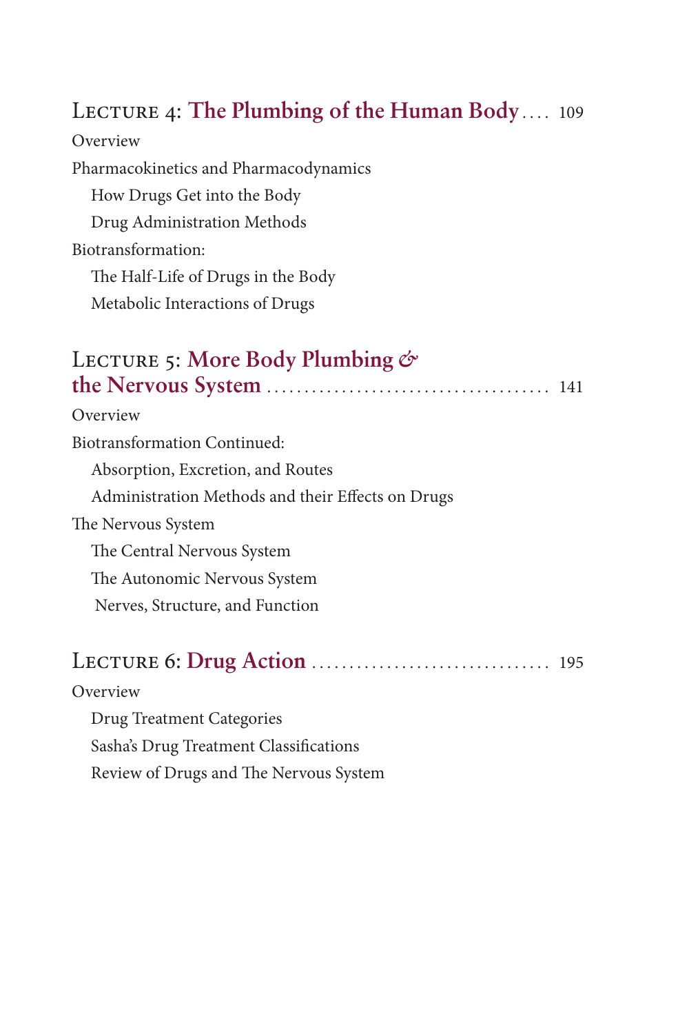## Lecture 4: **The Plumbing of the Human Body** .... 109

Overview

Pharmacokinetics and Pharmacodynamics

- How Drugs Get into the Body
- Drug Administration Methods

Biotransformation:

- The Half-Life of Drugs in the Body
- Metabolic Interactions of Drugs

## Lecture 5: **More Body Plumbing & the Nervous System** .................................... 141

Overview

Biotransformation Continued:

- Absorption, Excretion, and Routes
- Administration Methods and their Effects on Drugs

The Nervous System

- The Central Nervous System
- The Autonomic Nervous System
- Nerves, Structure, and Function

## Lecture 6: **Drug Action** ................................ 195

Overview

- Drug Treatment Categories
- Sasha's Drug Treatment Classifications
- Review of Drugs and The Nervous System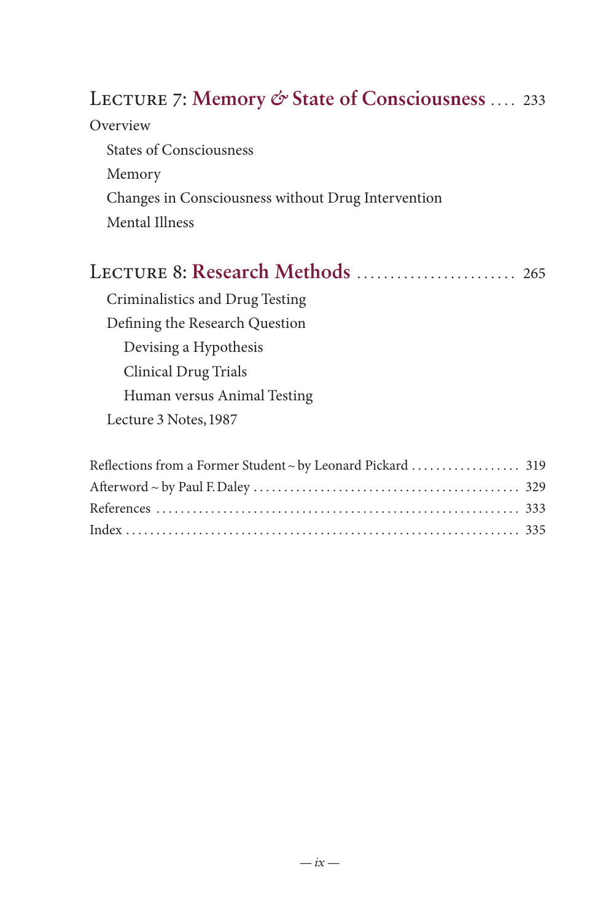## LECTURE 7: **Memory & State of Consciousness** .... 233

Overview

- States of Consciousness
- Memory
- Changes in Consciousness without Drug Intervention
- Mental Illness

## LECTURE 8: **Research Methods** ........................ 265

- Criminalistics and Drug Testing
- Defining the Research Question
    - Devising a Hypothesis
    - Clinical Drug Trials
    - Human versus Animal Testing
- Lecture 3 Notes, 1987

Reflections from a Former Student ~ by Leonard Pickard .................. 319

Afterword ~ by Paul F. Daley ........................................... 329

References ........................................................... 333

Index ................................................................ 335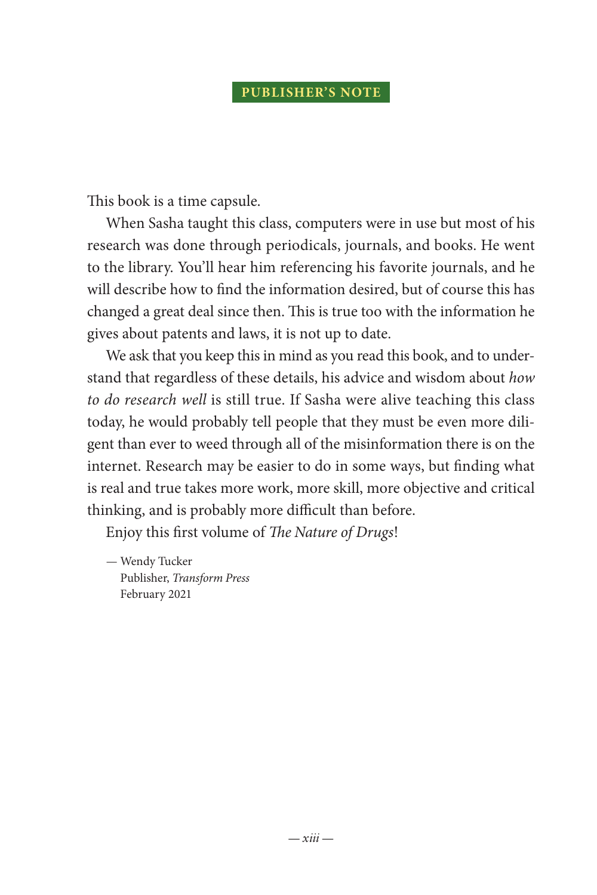## PUBLISHER'S NOTE

This book is a time capsule.

When Sasha taught this class, computers were in use but most of his research was done through periodicals, journals, and books. He went to the library. You'll hear him referencing his favorite journals, and he will describe how to find the information desired, but of course this has changed a great deal since then. This is true too with the information he gives about patents and laws, it is not up to date.

We ask that you keep this in mind as you read this book, and to understand that regardless of these details, his advice and wisdom about *how to do research well* is still true. If Sasha were alive teaching this class today, he would probably tell people that they must be even more diligent than ever to weed through all of the misinformation there is on the internet. Research may be easier to do in some ways, but finding what is real and true takes more work, more skill, more objective and critical thinking, and is probably more difficult than before.

Enjoy this first volume of *The Nature of Drugs*!

— Wendy Tucker
Publisher, *Transform Press*
February 2021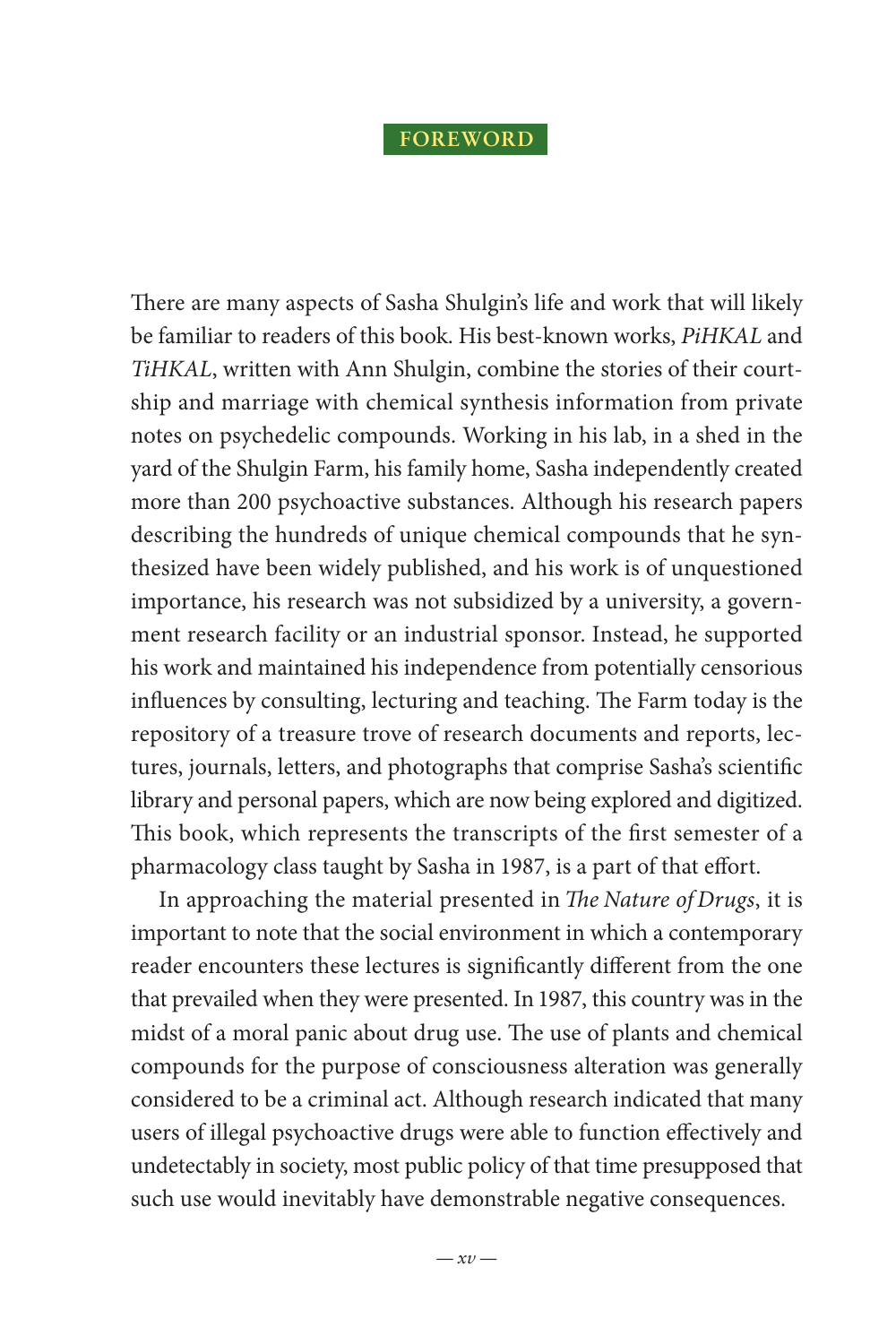# FOREWORD

There are many aspects of Sasha Shulgin's life and work that will likely be familiar to readers of this book. His best-known works, *PiHKAL* and *TiHKAL*, written with Ann Shulgin, combine the stories of their courtship and marriage with chemical synthesis information from private notes on psychedelic compounds. Working in his lab, in a shed in the yard of the Shulgin Farm, his family home, Sasha independently created more than 200 psychoactive substances. Although his research papers describing the hundreds of unique chemical compounds that he synthesized have been widely published, and his work is of unquestioned importance, his research was not subsidized by a university, a government research facility or an industrial sponsor. Instead, he supported his work and maintained his independence from potentially censorious influences by consulting, lecturing and teaching. The Farm today is the repository of a treasure trove of research documents and reports, lectures, journals, letters, and photographs that comprise Sasha's scientific library and personal papers, which are now being explored and digitized. This book, which represents the transcripts of the first semester of a pharmacology class taught by Sasha in 1987, is a part of that effort.

In approaching the material presented in *The Nature of Drugs*, it is important to note that the social environment in which a contemporary reader encounters these lectures is significantly different from the one that prevailed when they were presented. In 1987, this country was in the midst of a moral panic about drug use. The use of plants and chemical compounds for the purpose of consciousness alteration was generally considered to be a criminal act. Although research indicated that many users of illegal psychoactive drugs were able to function effectively and undetectably in society, most public policy of that time presupposed that such use would inevitably have demonstrable negative consequences.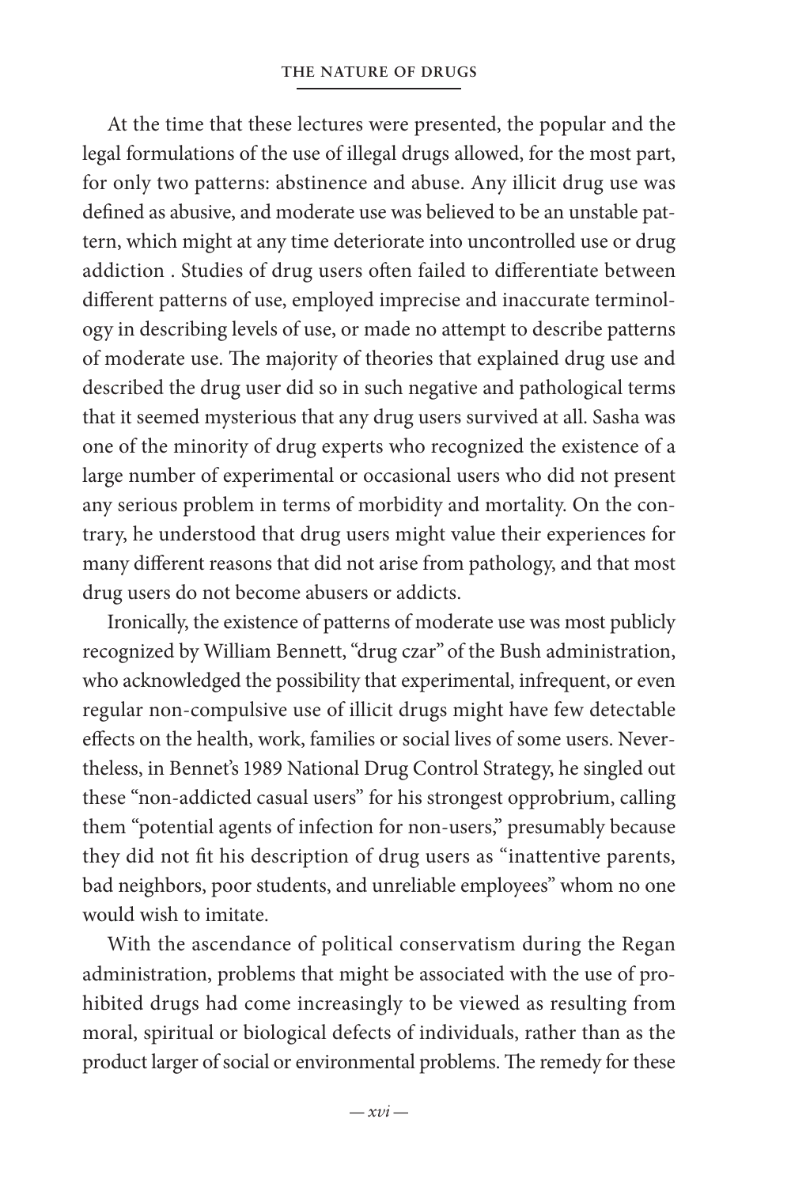At the time that these lectures were presented, the popular and the legal formulations of the use of illegal drugs allowed, for the most part, for only two patterns: abstinence and abuse. Any illicit drug use was defined as abusive, and moderate use was believed to be an unstable pattern, which might at any time deteriorate into uncontrolled use or drug addiction . Studies of drug users often failed to differentiate between different patterns of use, employed imprecise and inaccurate terminology in describing levels of use, or made no attempt to describe patterns of moderate use. The majority of theories that explained drug use and described the drug user did so in such negative and pathological terms that it seemed mysterious that any drug users survived at all. Sasha was one of the minority of drug experts who recognized the existence of a large number of experimental or occasional users who did not present any serious problem in terms of morbidity and mortality. On the contrary, he understood that drug users might value their experiences for many different reasons that did not arise from pathology, and that most drug users do not become abusers or addicts.

Ironically, the existence of patterns of moderate use was most publicly recognized by William Bennett, "drug czar" of the Bush administration, who acknowledged the possibility that experimental, infrequent, or even regular non-compulsive use of illicit drugs might have few detectable effects on the health, work, families or social lives of some users. Nevertheless, in Bennet's 1989 National Drug Control Strategy, he singled out these "non-addicted casual users" for his strongest opprobrium, calling them "potential agents of infection for non-users," presumably because they did not fit his description of drug users as "inattentive parents, bad neighbors, poor students, and unreliable employees" whom no one would wish to imitate.

With the ascendance of political conservatism during the Regan administration, problems that might be associated with the use of prohibited drugs had come increasingly to be viewed as resulting from moral, spiritual or biological defects of individuals, rather than as the product larger of social or environmental problems. The remedy for these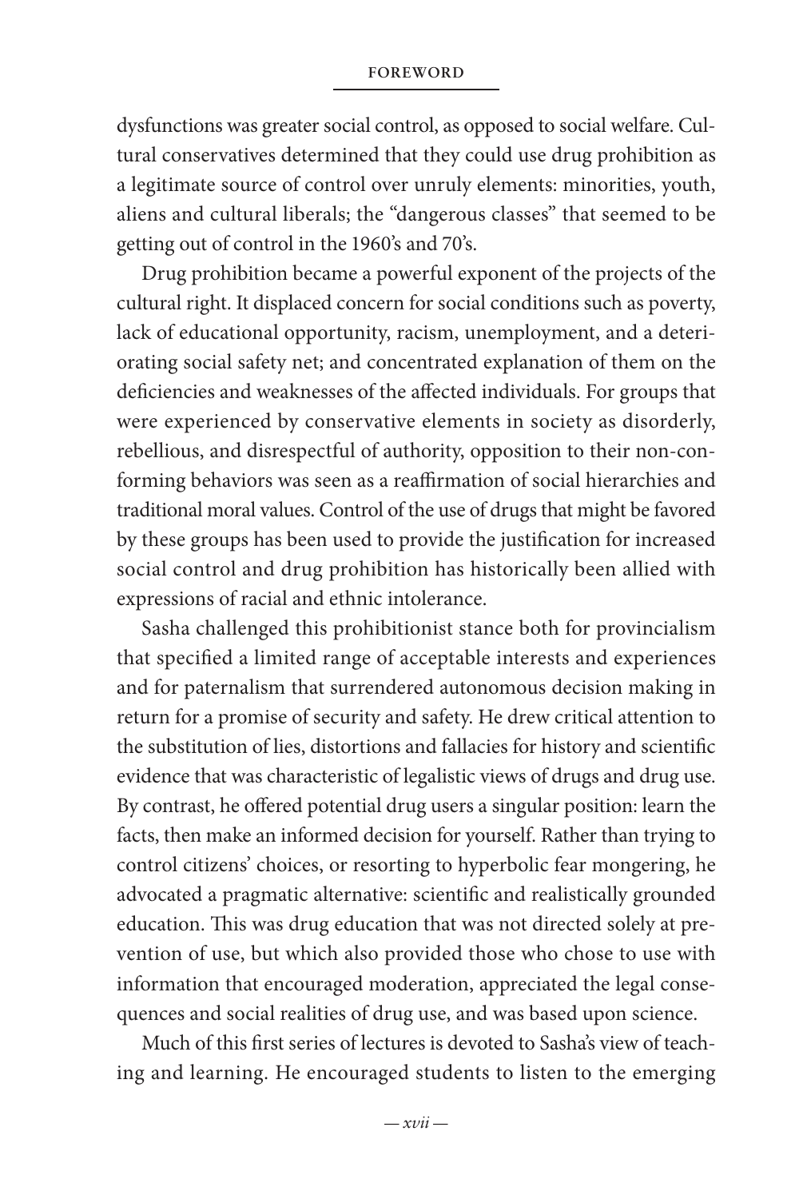dysfunctions was greater social control, as opposed to social welfare. Cultural conservatives determined that they could use drug prohibition as a legitimate source of control over unruly elements: minorities, youth, aliens and cultural liberals; the "dangerous classes" that seemed to be getting out of control in the 1960's and 70's.

Drug prohibition became a powerful exponent of the projects of the cultural right. It displaced concern for social conditions such as poverty, lack of educational opportunity, racism, unemployment, and a deteriorating social safety net; and concentrated explanation of them on the deficiencies and weaknesses of the affected individuals. For groups that were experienced by conservative elements in society as disorderly, rebellious, and disrespectful of authority, opposition to their non-conforming behaviors was seen as a reaffirmation of social hierarchies and traditional moral values. Control of the use of drugs that might be favored by these groups has been used to provide the justification for increased social control and drug prohibition has historically been allied with expressions of racial and ethnic intolerance.

Sasha challenged this prohibitionist stance both for provincialism that specified a limited range of acceptable interests and experiences and for paternalism that surrendered autonomous decision making in return for a promise of security and safety. He drew critical attention to the substitution of lies, distortions and fallacies for history and scientific evidence that was characteristic of legalistic views of drugs and drug use. By contrast, he offered potential drug users a singular position: learn the facts, then make an informed decision for yourself. Rather than trying to control citizens' choices, or resorting to hyperbolic fear mongering, he advocated a pragmatic alternative: scientific and realistically grounded education. This was drug education that was not directed solely at prevention of use, but which also provided those who chose to use with information that encouraged moderation, appreciated the legal consequences and social realities of drug use, and was based upon science.

Much of this first series of lectures is devoted to Sasha's view of teaching and learning. He encouraged students to listen to the emerging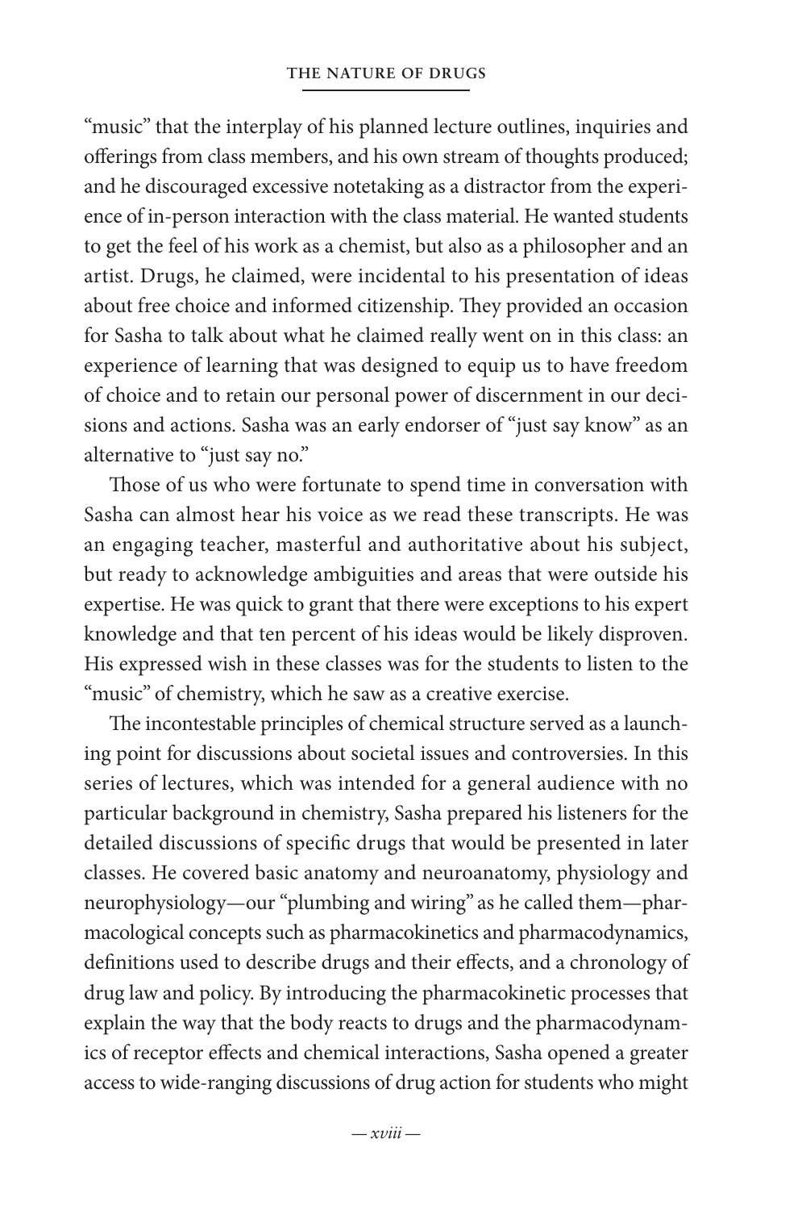"music" that the interplay of his planned lecture outlines, inquiries and offerings from class members, and his own stream of thoughts produced; and he discouraged excessive notetaking as a distractor from the experience of in-person interaction with the class material. He wanted students to get the feel of his work as a chemist, but also as a philosopher and an artist. Drugs, he claimed, were incidental to his presentation of ideas about free choice and informed citizenship. They provided an occasion for Sasha to talk about what he claimed really went on in this class: an experience of learning that was designed to equip us to have freedom of choice and to retain our personal power of discernment in our decisions and actions. Sasha was an early endorser of "just say know" as an alternative to "just say no."

Those of us who were fortunate to spend time in conversation with Sasha can almost hear his voice as we read these transcripts. He was an engaging teacher, masterful and authoritative about his subject, but ready to acknowledge ambiguities and areas that were outside his expertise. He was quick to grant that there were exceptions to his expert knowledge and that ten percent of his ideas would be likely disproven. His expressed wish in these classes was for the students to listen to the "music" of chemistry, which he saw as a creative exercise.

The incontestable principles of chemical structure served as a launching point for discussions about societal issues and controversies. In this series of lectures, which was intended for a general audience with no particular background in chemistry, Sasha prepared his listeners for the detailed discussions of specific drugs that would be presented in later classes. He covered basic anatomy and neuroanatomy, physiology and neurophysiology—our "plumbing and wiring" as he called them—pharmacological concepts such as pharmacokinetics and pharmacodynamics, definitions used to describe drugs and their effects, and a chronology of drug law and policy. By introducing the pharmacokinetic processes that explain the way that the body reacts to drugs and the pharmacodynamics of receptor effects and chemical interactions, Sasha opened a greater access to wide-ranging discussions of drug action for students who might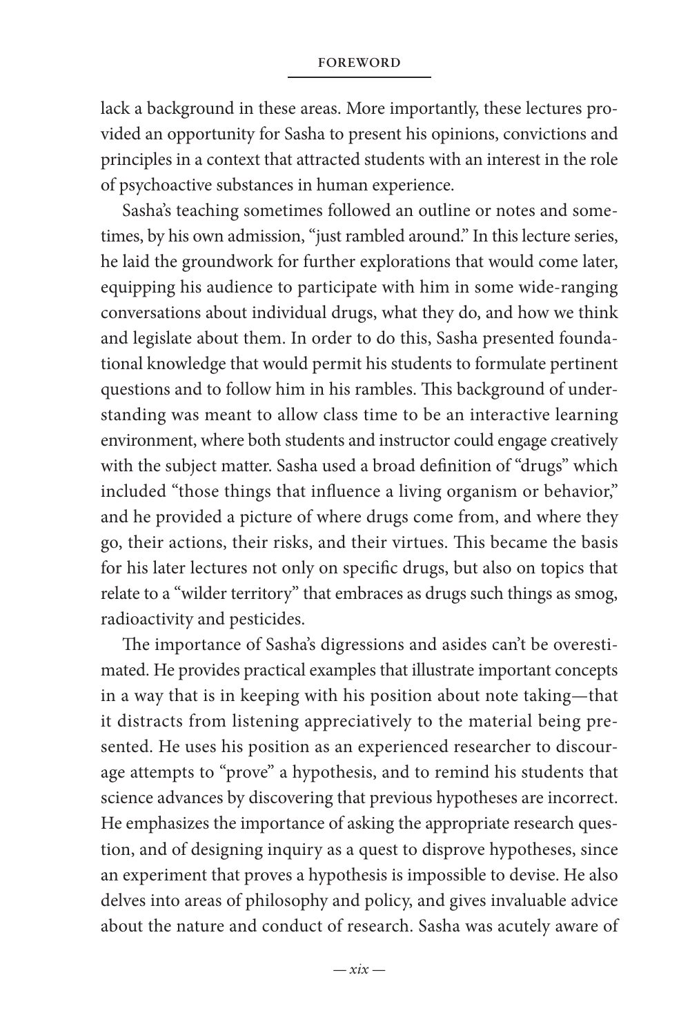lack a background in these areas. More importantly, these lectures provided an opportunity for Sasha to present his opinions, convictions and principles in a context that attracted students with an interest in the role of psychoactive substances in human experience.

Sasha's teaching sometimes followed an outline or notes and sometimes, by his own admission, "just rambled around." In this lecture series, he laid the groundwork for further explorations that would come later, equipping his audience to participate with him in some wide-ranging conversations about individual drugs, what they do, and how we think and legislate about them. In order to do this, Sasha presented foundational knowledge that would permit his students to formulate pertinent questions and to follow him in his rambles. This background of understanding was meant to allow class time to be an interactive learning environment, where both students and instructor could engage creatively with the subject matter. Sasha used a broad definition of "drugs" which included "those things that influence a living organism or behavior," and he provided a picture of where drugs come from, and where they go, their actions, their risks, and their virtues. This became the basis for his later lectures not only on specific drugs, but also on topics that relate to a "wilder territory" that embraces as drugs such things as smog, radioactivity and pesticides.

The importance of Sasha's digressions and asides can't be overestimated. He provides practical examples that illustrate important concepts in a way that is in keeping with his position about note taking—that it distracts from listening appreciatively to the material being presented. He uses his position as an experienced researcher to discourage attempts to "prove" a hypothesis, and to remind his students that science advances by discovering that previous hypotheses are incorrect. He emphasizes the importance of asking the appropriate research question, and of designing inquiry as a quest to disprove hypotheses, since an experiment that proves a hypothesis is impossible to devise. He also delves into areas of philosophy and policy, and gives invaluable advice about the nature and conduct of research. Sasha was acutely aware of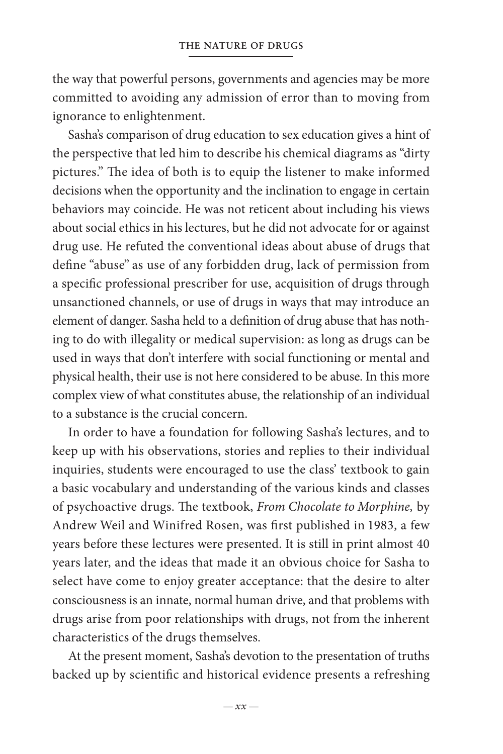the way that powerful persons, governments and agencies may be more committed to avoiding any admission of error than to moving from ignorance to enlightenment.

Sasha's comparison of drug education to sex education gives a hint of the perspective that led him to describe his chemical diagrams as "dirty pictures." The idea of both is to equip the listener to make informed decisions when the opportunity and the inclination to engage in certain behaviors may coincide. He was not reticent about including his views about social ethics in his lectures, but he did not advocate for or against drug use. He refuted the conventional ideas about abuse of drugs that define "abuse" as use of any forbidden drug, lack of permission from a specific professional prescriber for use, acquisition of drugs through unsanctioned channels, or use of drugs in ways that may introduce an element of danger. Sasha held to a definition of drug abuse that has nothing to do with illegality or medical supervision: as long as drugs can be used in ways that don't interfere with social functioning or mental and physical health, their use is not here considered to be abuse. In this more complex view of what constitutes abuse, the relationship of an individual to a substance is the crucial concern.

In order to have a foundation for following Sasha's lectures, and to keep up with his observations, stories and replies to their individual inquiries, students were encouraged to use the class' textbook to gain a basic vocabulary and understanding of the various kinds and classes of psychoactive drugs. The textbook, *From Chocolate to Morphine,* by Andrew Weil and Winifred Rosen, was first published in 1983, a few years before these lectures were presented. It is still in print almost 40 years later, and the ideas that made it an obvious choice for Sasha to select have come to enjoy greater acceptance: that the desire to alter consciousness is an innate, normal human drive, and that problems with drugs arise from poor relationships with drugs, not from the inherent characteristics of the drugs themselves.

At the present moment, Sasha's devotion to the presentation of truths backed up by scientific and historical evidence presents a refreshing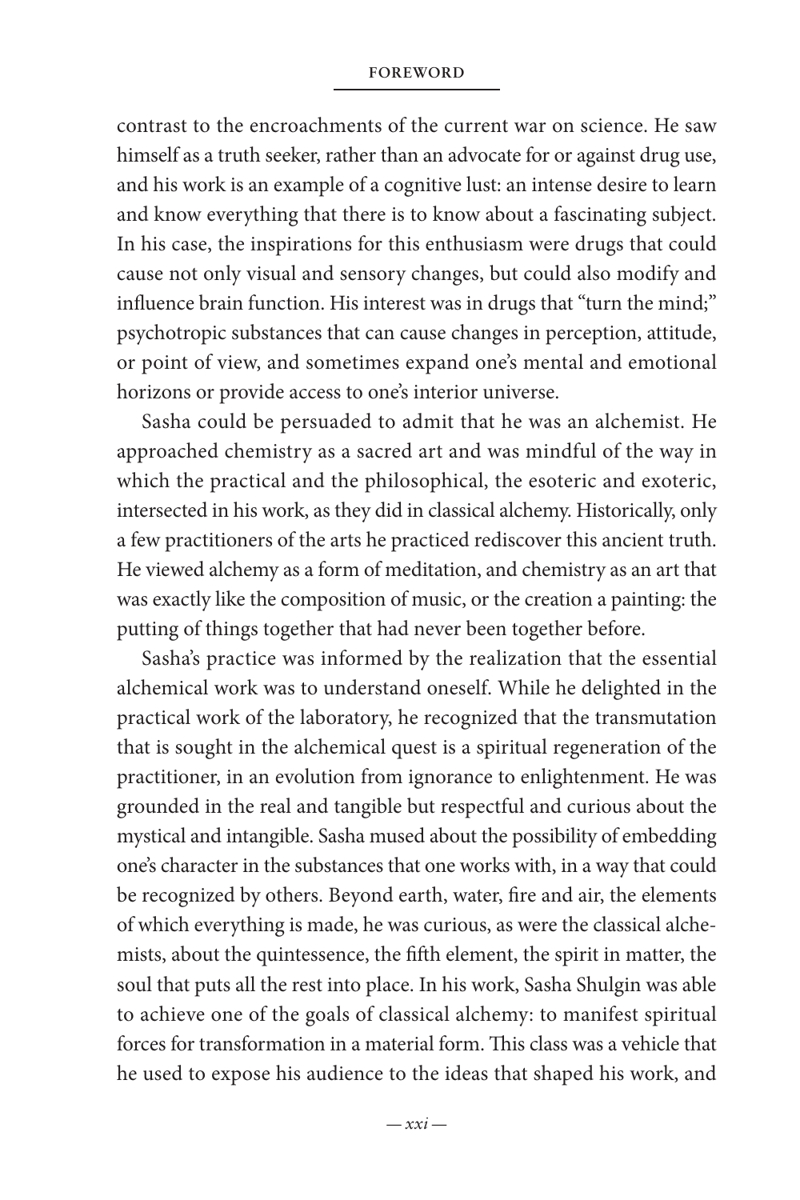contrast to the encroachments of the current war on science. He saw himself as a truth seeker, rather than an advocate for or against drug use, and his work is an example of a cognitive lust: an intense desire to learn and know everything that there is to know about a fascinating subject. In his case, the inspirations for this enthusiasm were drugs that could cause not only visual and sensory changes, but could also modify and influence brain function. His interest was in drugs that "turn the mind;" psychotropic substances that can cause changes in perception, attitude, or point of view, and sometimes expand one's mental and emotional horizons or provide access to one's interior universe.

Sasha could be persuaded to admit that he was an alchemist. He approached chemistry as a sacred art and was mindful of the way in which the practical and the philosophical, the esoteric and exoteric, intersected in his work, as they did in classical alchemy. Historically, only a few practitioners of the arts he practiced rediscover this ancient truth. He viewed alchemy as a form of meditation, and chemistry as an art that was exactly like the composition of music, or the creation a painting: the putting of things together that had never been together before.

Sasha's practice was informed by the realization that the essential alchemical work was to understand oneself. While he delighted in the practical work of the laboratory, he recognized that the transmutation that is sought in the alchemical quest is a spiritual regeneration of the practitioner, in an evolution from ignorance to enlightenment. He was grounded in the real and tangible but respectful and curious about the mystical and intangible. Sasha mused about the possibility of embedding one's character in the substances that one works with, in a way that could be recognized by others. Beyond earth, water, fire and air, the elements of which everything is made, he was curious, as were the classical alchemists, about the quintessence, the fifth element, the spirit in matter, the soul that puts all the rest into place. In his work, Sasha Shulgin was able to achieve one of the goals of classical alchemy: to manifest spiritual forces for transformation in a material form. This class was a vehicle that he used to expose his audience to the ideas that shaped his work, and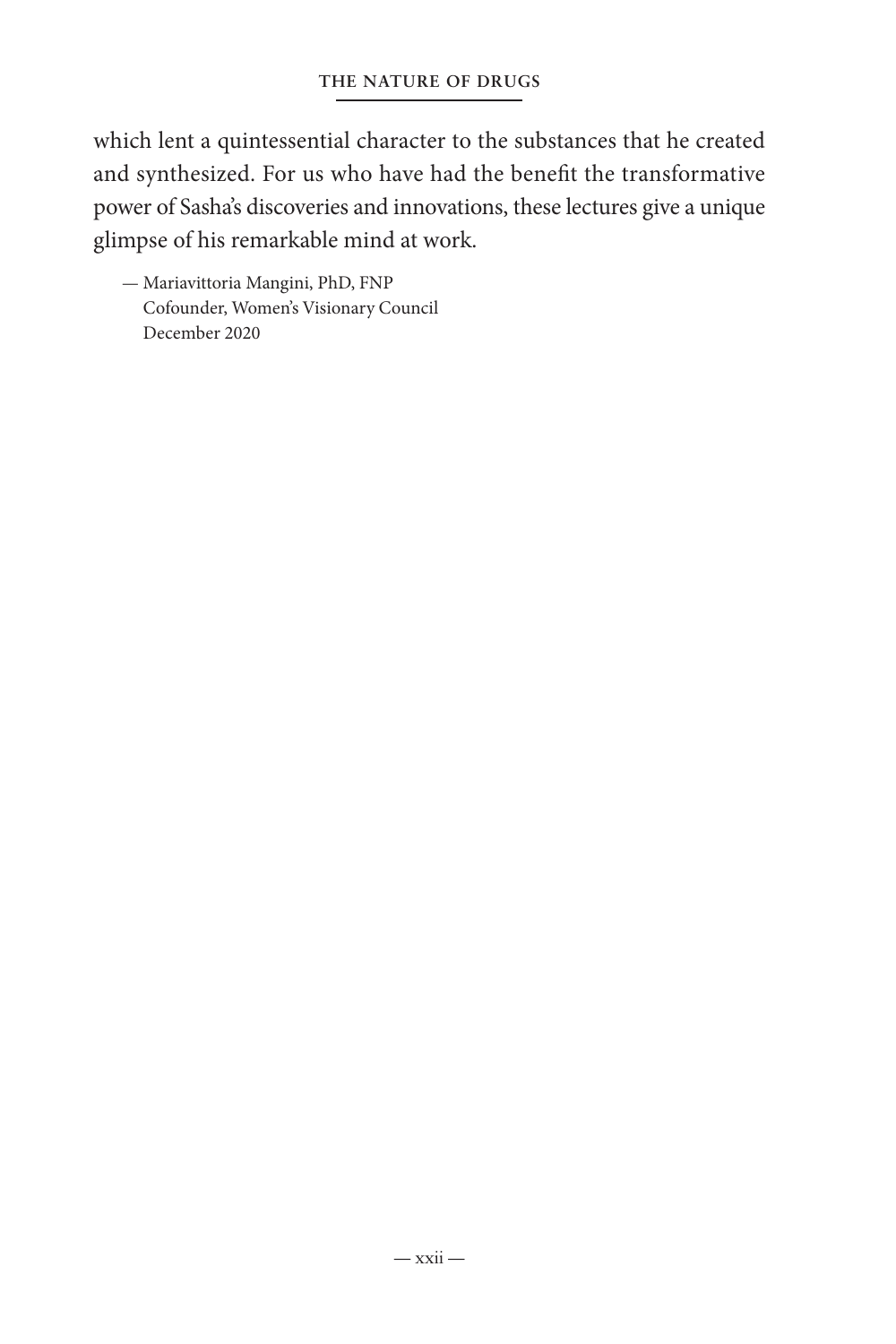which lent a quintessential character to the substances that he created and synthesized. For us who have had the benefit the transformative power of Sasha's discoveries and innovations, these lectures give a unique glimpse of his remarkable mind at work.

— Mariavittoria Mangini, PhD, FNP
Cofounder, Women's Visionary Council
December 2020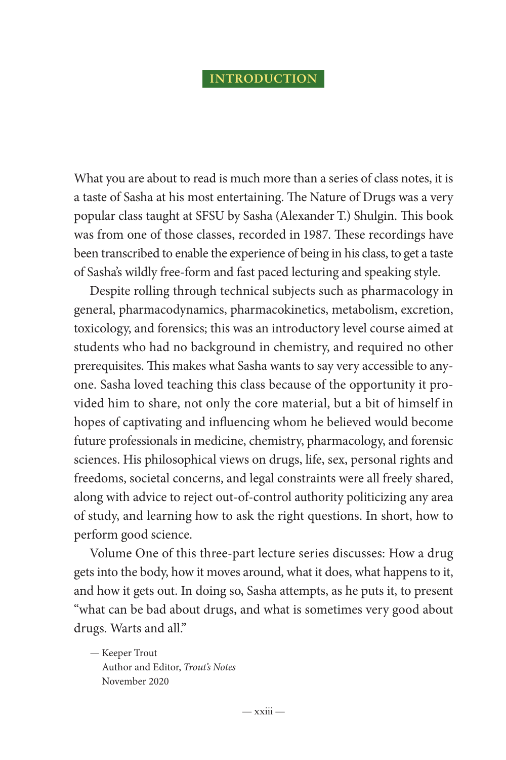# INTRODUCTION

What you are about to read is much more than a series of class notes, it is a taste of Sasha at his most entertaining. The Nature of Drugs was a very popular class taught at SFSU by Sasha (Alexander T.) Shulgin. This book was from one of those classes, recorded in 1987. These recordings have been transcribed to enable the experience of being in his class, to get a taste of Sasha's wildly free-form and fast paced lecturing and speaking style.

Despite rolling through technical subjects such as pharmacology in general, pharmacodynamics, pharmacokinetics, metabolism, excretion, toxicology, and forensics; this was an introductory level course aimed at students who had no background in chemistry, and required no other prerequisites. This makes what Sasha wants to say very accessible to anyone. Sasha loved teaching this class because of the opportunity it provided him to share, not only the core material, but a bit of himself in hopes of captivating and influencing whom he believed would become future professionals in medicine, chemistry, pharmacology, and forensic sciences. His philosophical views on drugs, life, sex, personal rights and freedoms, societal concerns, and legal constraints were all freely shared, along with advice to reject out-of-control authority politicizing any area of study, and learning how to ask the right questions. In short, how to perform good science.

Volume One of this three-part lecture series discusses: How a drug gets into the body, how it moves around, what it does, what happens to it, and how it gets out. In doing so, Sasha attempts, as he puts it, to present "what can be bad about drugs, and what is sometimes very good about drugs. Warts and all."

— Keeper Trout
Author and Editor, *Trout's Notes*
November 2020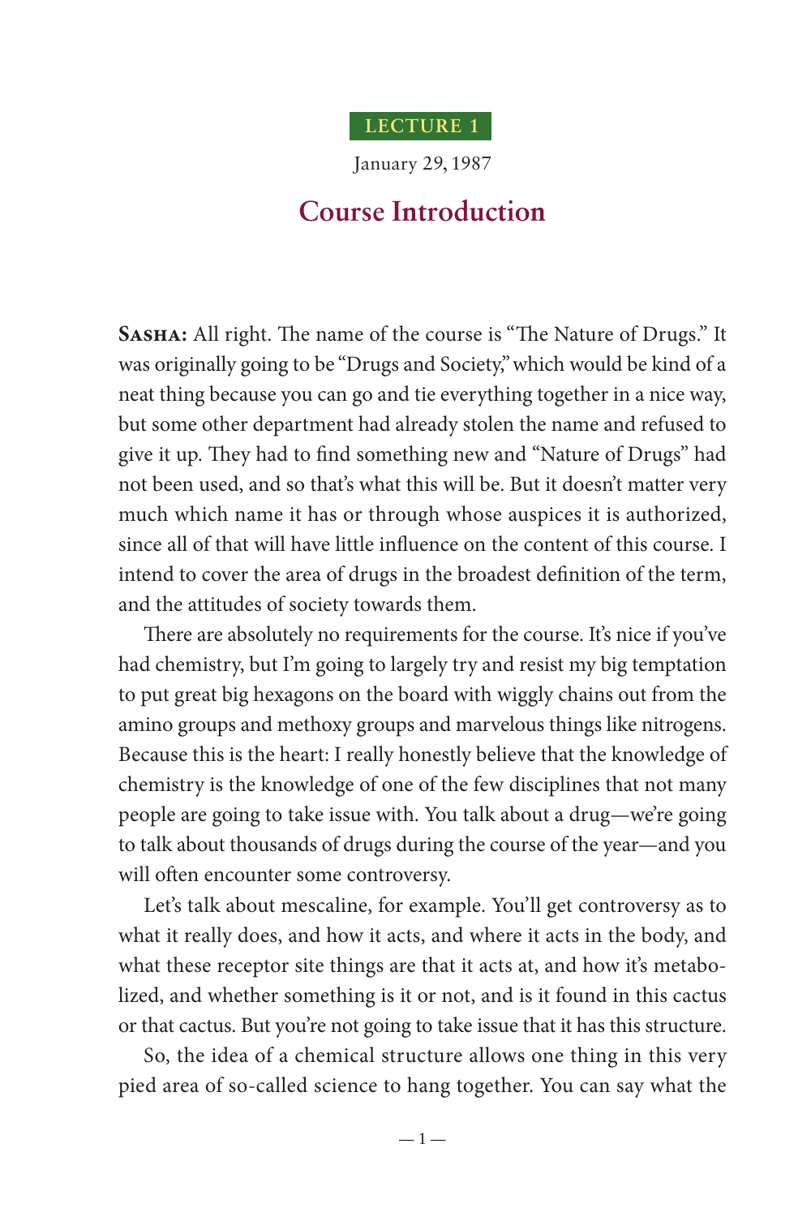LECTURE 1

January 29, 1987

# Course Introduction

**SASHA:** All right. The name of the course is "The Nature of Drugs." It was originally going to be "Drugs and Society," which would be kind of a neat thing because you can go and tie everything together in a nice way, but some other department had already stolen the name and refused to give it up. They had to find something new and "Nature of Drugs" had not been used, and so that's what this will be. But it doesn't matter very much which name it has or through whose auspices it is authorized, since all of that will have little influence on the content of this course. I intend to cover the area of drugs in the broadest definition of the term, and the attitudes of society towards them.

There are absolutely no requirements for the course. It's nice if you've had chemistry, but I'm going to largely try and resist my big temptation to put great big hexagons on the board with wiggly chains out from the amino groups and methoxy groups and marvelous things like nitrogens. Because this is the heart: I really honestly believe that the knowledge of chemistry is the knowledge of one of the few disciplines that not many people are going to take issue with. You talk about a drug—we're going to talk about thousands of drugs during the course of the year—and you will often encounter some controversy.

Let's talk about mescaline, for example. You'll get controversy as to what it really does, and how it acts, and where it acts in the body, and what these receptor site things are that it acts at, and how it's metabolized, and whether something is it or not, and is it found in this cactus or that cactus. But you're not going to take issue that it has this structure.

So, the idea of a chemical structure allows one thing in this very pied area of so-called science to hang together. You can say what the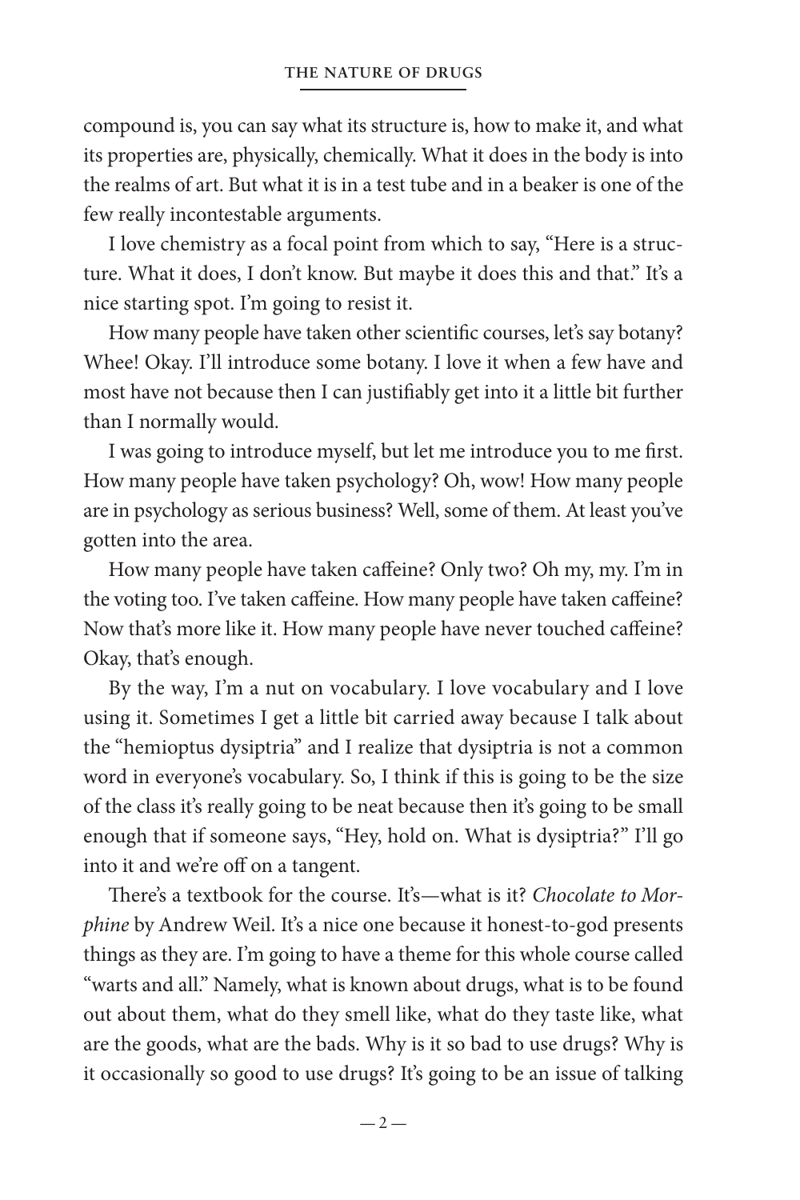compound is, you can say what its structure is, how to make it, and what its properties are, physically, chemically. What it does in the body is into the realms of art. But what it is in a test tube and in a beaker is one of the few really incontestable arguments.

I love chemistry as a focal point from which to say, "Here is a structure. What it does, I don't know. But maybe it does this and that." It's a nice starting spot. I'm going to resist it.

How many people have taken other scientific courses, let's say botany? Whee! Okay. I'll introduce some botany. I love it when a few have and most have not because then I can justifiably get into it a little bit further than I normally would.

I was going to introduce myself, but let me introduce you to me first. How many people have taken psychology? Oh, wow! How many people are in psychology as serious business? Well, some of them. At least you've gotten into the area.

How many people have taken caffeine? Only two? Oh my, my. I'm in the voting too. I've taken caffeine. How many people have taken caffeine? Now that's more like it. How many people have never touched caffeine? Okay, that's enough.

By the way, I'm a nut on vocabulary. I love vocabulary and I love using it. Sometimes I get a little bit carried away because I talk about the "hemioptus dysiptria" and I realize that dysiptria is not a common word in everyone's vocabulary. So, I think if this is going to be the size of the class it's really going to be neat because then it's going to be small enough that if someone says, "Hey, hold on. What is dysiptria?" I'll go into it and we're off on a tangent.

There's a textbook for the course. It's—what is it? *Chocolate to Morphine* by Andrew Weil. It's a nice one because it honest-to-god presents things as they are. I'm going to have a theme for this whole course called "warts and all." Namely, what is known about drugs, what is to be found out about them, what do they smell like, what do they taste like, what are the goods, what are the bads. Why is it so bad to use drugs? Why is it occasionally so good to use drugs? It's going to be an issue of talking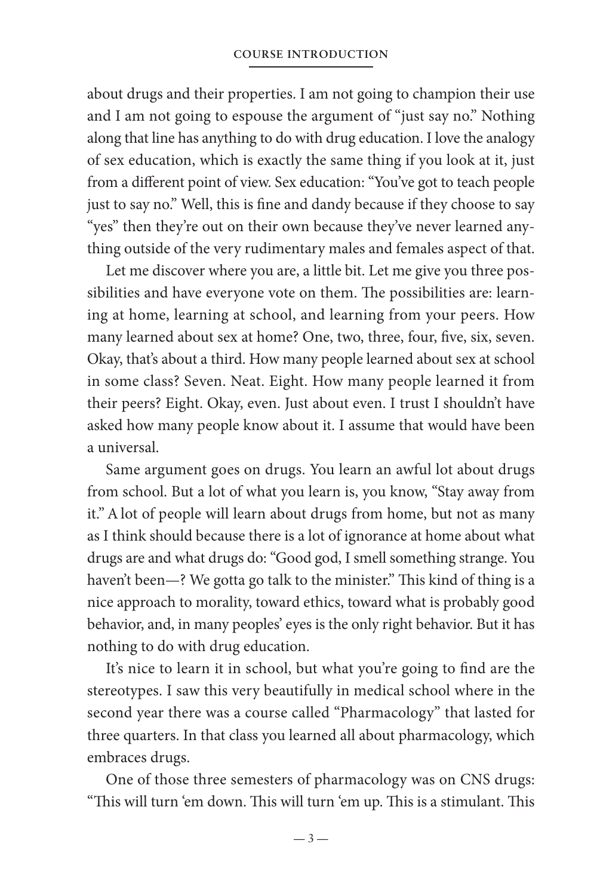about drugs and their properties. I am not going to champion their use and I am not going to espouse the argument of "just say no." Nothing along that line has anything to do with drug education. I love the analogy of sex education, which is exactly the same thing if you look at it, just from a different point of view. Sex education: "You've got to teach people just to say no." Well, this is fine and dandy because if they choose to say "yes" then they're out on their own because they've never learned anything outside of the very rudimentary males and females aspect of that.

Let me discover where you are, a little bit. Let me give you three possibilities and have everyone vote on them. The possibilities are: learning at home, learning at school, and learning from your peers. How many learned about sex at home? One, two, three, four, five, six, seven. Okay, that's about a third. How many people learned about sex at school in some class? Seven. Neat. Eight. How many people learned it from their peers? Eight. Okay, even. Just about even. I trust I shouldn't have asked how many people know about it. I assume that would have been a universal.

Same argument goes on drugs. You learn an awful lot about drugs from school. But a lot of what you learn is, you know, "Stay away from it." A lot of people will learn about drugs from home, but not as many as I think should because there is a lot of ignorance at home about what drugs are and what drugs do: "Good god, I smell something strange. You haven't been—? We gotta go talk to the minister." This kind of thing is a nice approach to morality, toward ethics, toward what is probably good behavior, and, in many peoples' eyes is the only right behavior. But it has nothing to do with drug education.

It's nice to learn it in school, but what you're going to find are the stereotypes. I saw this very beautifully in medical school where in the second year there was a course called "Pharmacology" that lasted for three quarters. In that class you learned all about pharmacology, which embraces drugs.

One of those three semesters of pharmacology was on CNS drugs: "This will turn 'em down. This will turn 'em up. This is a stimulant. This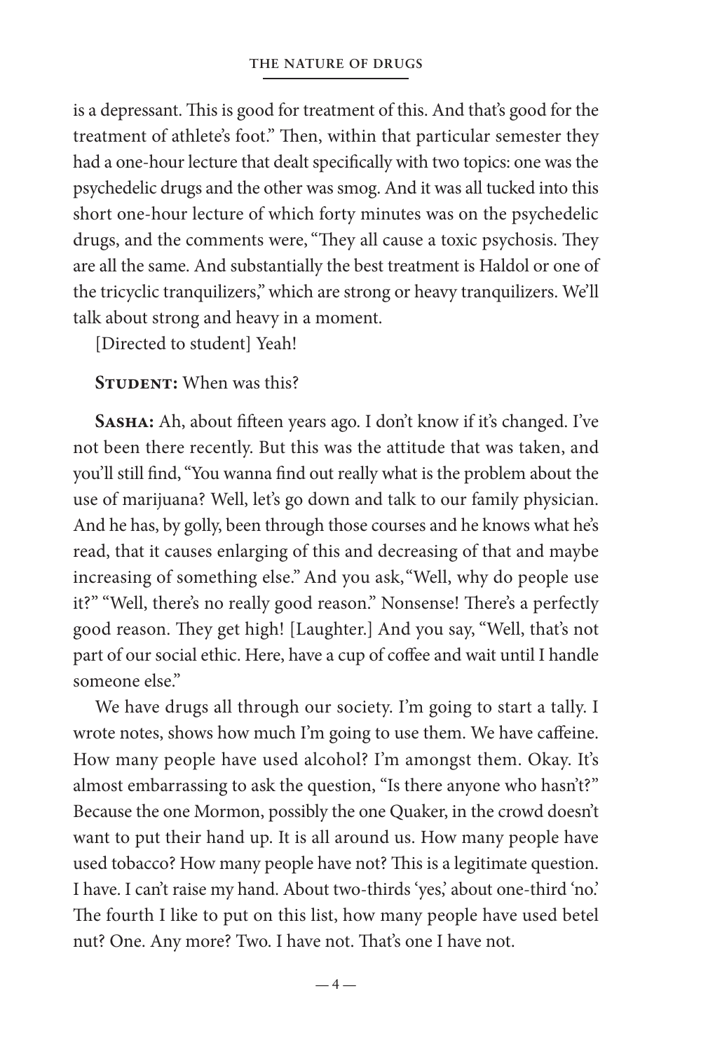is a depressant. This is good for treatment of this. And that's good for the treatment of athlete's foot." Then, within that particular semester they had a one-hour lecture that dealt specifically with two topics: one was the psychedelic drugs and the other was smog. And it was all tucked into this short one-hour lecture of which forty minutes was on the psychedelic drugs, and the comments were, "They all cause a toxic psychosis. They are all the same. And substantially the best treatment is Haldol or one of the tricyclic tranquilizers," which are strong or heavy tranquilizers. We'll talk about strong and heavy in a moment.

[Directed to student] Yeah!

**Student:** When was this?

**Sasha:** Ah, about fifteen years ago. I don't know if it's changed. I've not been there recently. But this was the attitude that was taken, and you'll still find, "You wanna find out really what is the problem about the use of marijuana? Well, let's go down and talk to our family physician. And he has, by golly, been through those courses and he knows what he's read, that it causes enlarging of this and decreasing of that and maybe increasing of something else." And you ask, "Well, why do people use it?" "Well, there's no really good reason." Nonsense! There's a perfectly good reason. They get high! [Laughter.] And you say, "Well, that's not part of our social ethic. Here, have a cup of coffee and wait until I handle someone else."

We have drugs all through our society. I'm going to start a tally. I wrote notes, shows how much I'm going to use them. We have caffeine. How many people have used alcohol? I'm amongst them. Okay. It's almost embarrassing to ask the question, "Is there anyone who hasn't?" Because the one Mormon, possibly the one Quaker, in the crowd doesn't want to put their hand up. It is all around us. How many people have used tobacco? How many people have not? This is a legitimate question. I have. I can't raise my hand. About two-thirds 'yes,' about one-third 'no.' The fourth I like to put on this list, how many people have used betel nut? One. Any more? Two. I have not. That's one I have not.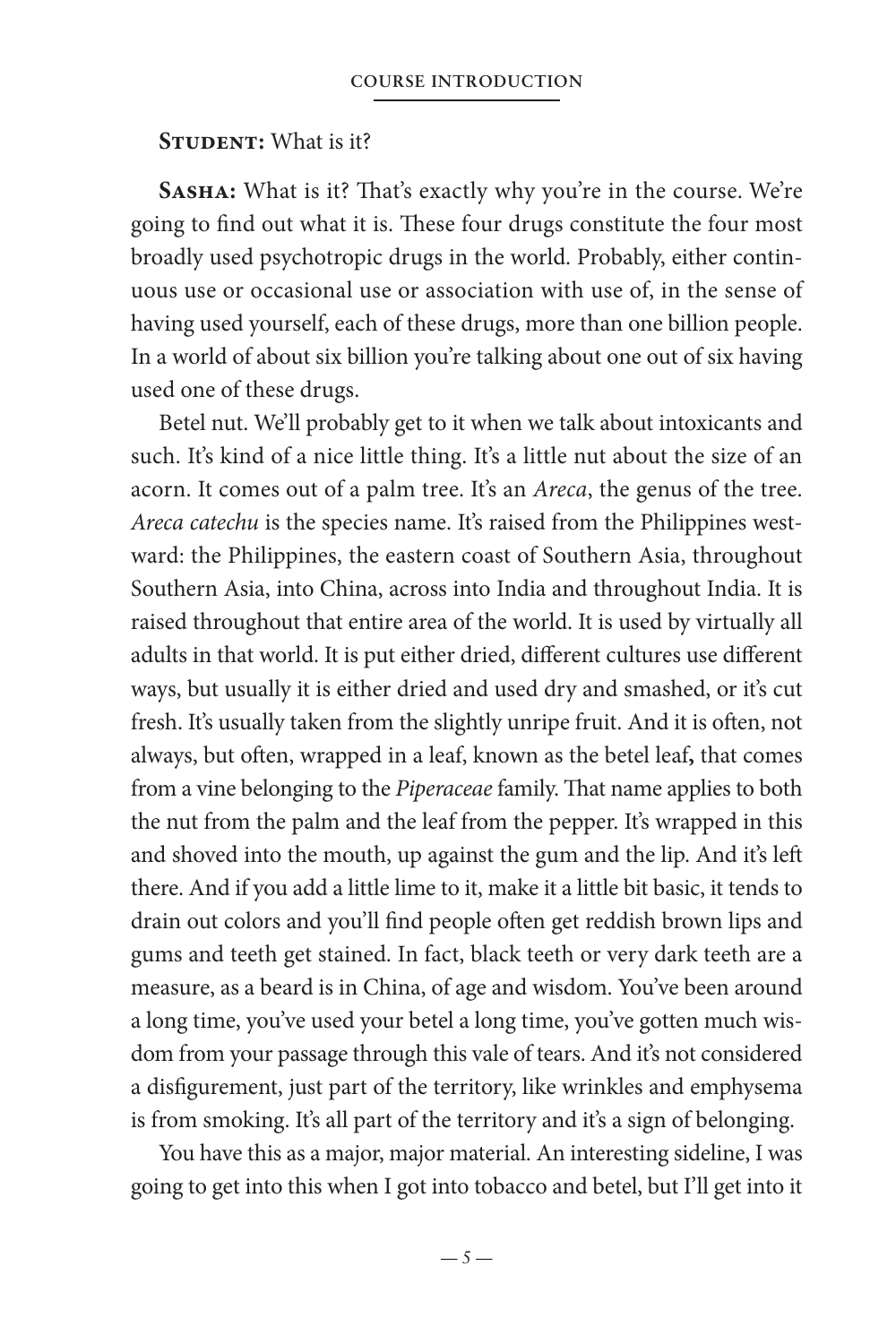**Student:** What is it?

**Sasha:** What is it? That's exactly why you're in the course. We're going to find out what it is. These four drugs constitute the four most broadly used psychotropic drugs in the world. Probably, either continuous use or occasional use or association with use of, in the sense of having used yourself, each of these drugs, more than one billion people. In a world of about six billion you're talking about one out of six having used one of these drugs.

Betel nut. We'll probably get to it when we talk about intoxicants and such. It's kind of a nice little thing. It's a little nut about the size of an acorn. It comes out of a palm tree. It's an *Areca*, the genus of the tree. *Areca catechu* is the species name. It's raised from the Philippines westward: the Philippines, the eastern coast of Southern Asia, throughout Southern Asia, into China, across into India and throughout India. It is raised throughout that entire area of the world. It is used by virtually all adults in that world. It is put either dried, different cultures use different ways, but usually it is either dried and used dry and smashed, or it's cut fresh. It's usually taken from the slightly unripe fruit. And it is often, not always, but often, wrapped in a leaf, known as the betel leaf**,** that comes from a vine belonging to the *Piperaceae* family. That name applies to both the nut from the palm and the leaf from the pepper. It's wrapped in this and shoved into the mouth, up against the gum and the lip. And it's left there. And if you add a little lime to it, make it a little bit basic, it tends to drain out colors and you'll find people often get reddish brown lips and gums and teeth get stained. In fact, black teeth or very dark teeth are a measure, as a beard is in China, of age and wisdom. You've been around a long time, you've used your betel a long time, you've gotten much wisdom from your passage through this vale of tears. And it's not considered a disfigurement, just part of the territory, like wrinkles and emphysema is from smoking. It's all part of the territory and it's a sign of belonging.

You have this as a major, major material. An interesting sideline, I was going to get into this when I got into tobacco and betel, but I'll get into it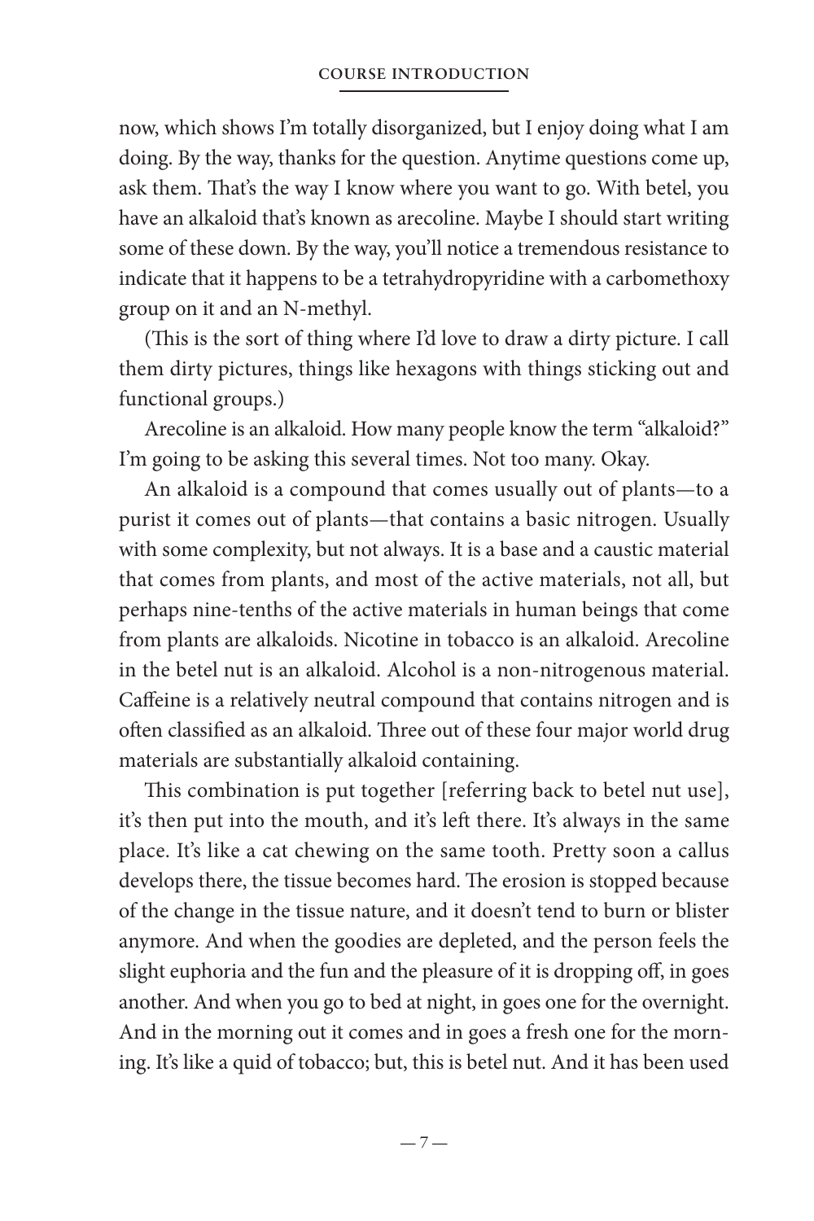now, which shows I'm totally disorganized, but I enjoy doing what I am doing. By the way, thanks for the question. Anytime questions come up, ask them. That's the way I know where you want to go. With betel, you have an alkaloid that's known as arecoline. Maybe I should start writing some of these down. By the way, you'll notice a tremendous resistance to indicate that it happens to be a tetrahydropyridine with a carbomethoxy group on it and an N-methyl.

(This is the sort of thing where I'd love to draw a dirty picture. I call them dirty pictures, things like hexagons with things sticking out and functional groups.)

Arecoline is an alkaloid. How many people know the term "alkaloid?" I'm going to be asking this several times. Not too many. Okay.

An alkaloid is a compound that comes usually out of plants—to a purist it comes out of plants—that contains a basic nitrogen. Usually with some complexity, but not always. It is a base and a caustic material that comes from plants, and most of the active materials, not all, but perhaps nine-tenths of the active materials in human beings that come from plants are alkaloids. Nicotine in tobacco is an alkaloid. Arecoline in the betel nut is an alkaloid. Alcohol is a non-nitrogenous material. Caffeine is a relatively neutral compound that contains nitrogen and is often classified as an alkaloid. Three out of these four major world drug materials are substantially alkaloid containing.

This combination is put together [referring back to betel nut use], it's then put into the mouth, and it's left there. It's always in the same place. It's like a cat chewing on the same tooth. Pretty soon a callus develops there, the tissue becomes hard. The erosion is stopped because of the change in the tissue nature, and it doesn't tend to burn or blister anymore. And when the goodies are depleted, and the person feels the slight euphoria and the fun and the pleasure of it is dropping off, in goes another. And when you go to bed at night, in goes one for the overnight. And in the morning out it comes and in goes a fresh one for the morning. It's like a quid of tobacco; but, this is betel nut. And it has been used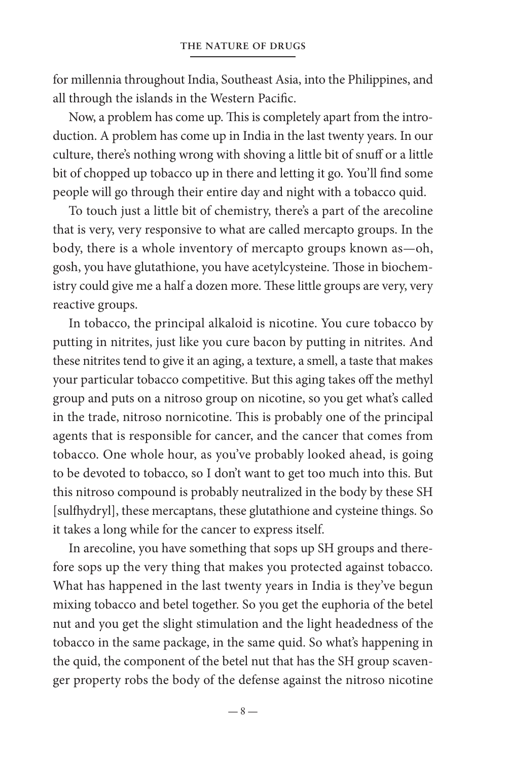for millennia throughout India, Southeast Asia, into the Philippines, and all through the islands in the Western Pacific.

Now, a problem has come up. This is completely apart from the introduction. A problem has come up in India in the last twenty years. In our culture, there's nothing wrong with shoving a little bit of snuff or a little bit of chopped up tobacco up in there and letting it go. You'll find some people will go through their entire day and night with a tobacco quid.

To touch just a little bit of chemistry, there's a part of the arecoline that is very, very responsive to what are called mercapto groups. In the body, there is a whole inventory of mercapto groups known as—oh, gosh, you have glutathione, you have acetylcysteine. Those in biochemistry could give me a half a dozen more. These little groups are very, very reactive groups.

In tobacco, the principal alkaloid is nicotine. You cure tobacco by putting in nitrites, just like you cure bacon by putting in nitrites. And these nitrites tend to give it an aging, a texture, a smell, a taste that makes your particular tobacco competitive. But this aging takes off the methyl group and puts on a nitroso group on nicotine, so you get what's called in the trade, nitroso nornicotine. This is probably one of the principal agents that is responsible for cancer, and the cancer that comes from tobacco. One whole hour, as you've probably looked ahead, is going to be devoted to tobacco, so I don't want to get too much into this. But this nitroso compound is probably neutralized in the body by these SH [sulfhydryl], these mercaptans, these glutathione and cysteine things. So it takes a long while for the cancer to express itself.

In arecoline, you have something that sops up SH groups and therefore sops up the very thing that makes you protected against tobacco. What has happened in the last twenty years in India is they've begun mixing tobacco and betel together. So you get the euphoria of the betel nut and you get the slight stimulation and the light headedness of the tobacco in the same package, in the same quid. So what's happening in the quid, the component of the betel nut that has the SH group scavenger property robs the body of the defense against the nitroso nicotine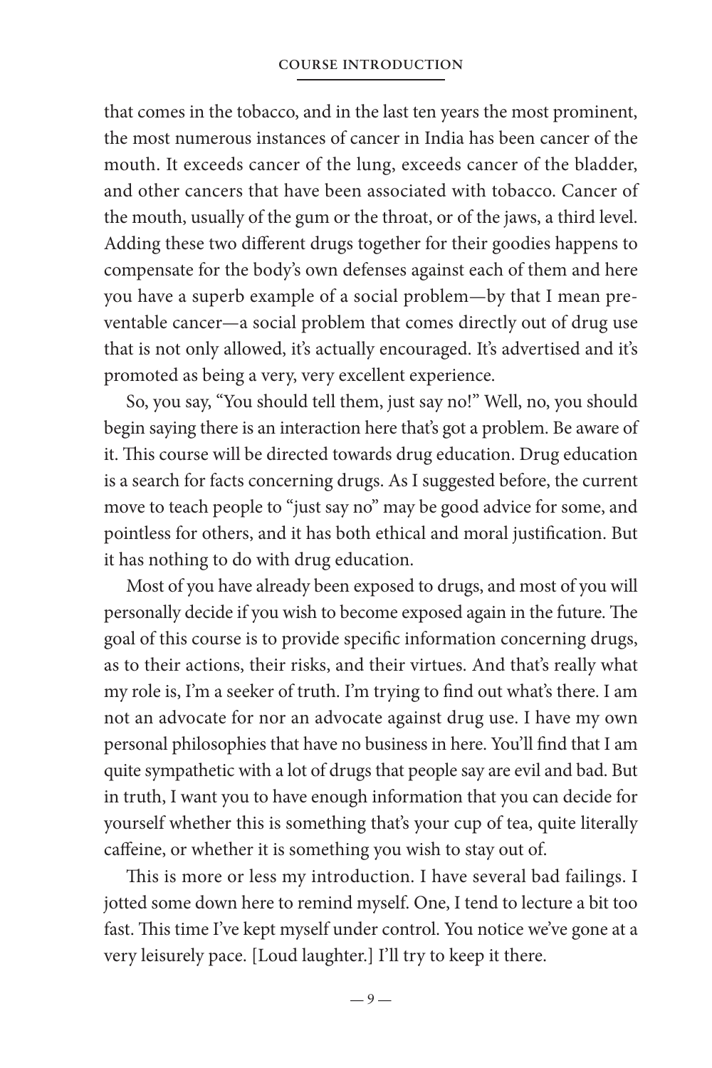that comes in the tobacco, and in the last ten years the most prominent, the most numerous instances of cancer in India has been cancer of the mouth. It exceeds cancer of the lung, exceeds cancer of the bladder, and other cancers that have been associated with tobacco. Cancer of the mouth, usually of the gum or the throat, or of the jaws, a third level. Adding these two different drugs together for their goodies happens to compensate for the body's own defenses against each of them and here you have a superb example of a social problem—by that I mean preventable cancer—a social problem that comes directly out of drug use that is not only allowed, it's actually encouraged. It's advertised and it's promoted as being a very, very excellent experience.

So, you say, "You should tell them, just say no!" Well, no, you should begin saying there is an interaction here that's got a problem. Be aware of it. This course will be directed towards drug education. Drug education is a search for facts concerning drugs. As I suggested before, the current move to teach people to "just say no" may be good advice for some, and pointless for others, and it has both ethical and moral justification. But it has nothing to do with drug education.

Most of you have already been exposed to drugs, and most of you will personally decide if you wish to become exposed again in the future. The goal of this course is to provide specific information concerning drugs, as to their actions, their risks, and their virtues. And that's really what my role is, I'm a seeker of truth. I'm trying to find out what's there. I am not an advocate for nor an advocate against drug use. I have my own personal philosophies that have no business in here. You'll find that I am quite sympathetic with a lot of drugs that people say are evil and bad. But in truth, I want you to have enough information that you can decide for yourself whether this is something that's your cup of tea, quite literally caffeine, or whether it is something you wish to stay out of.

This is more or less my introduction. I have several bad failings. I jotted some down here to remind myself. One, I tend to lecture a bit too fast. This time I've kept myself under control. You notice we've gone at a very leisurely pace. [Loud laughter.] I'll try to keep it there.